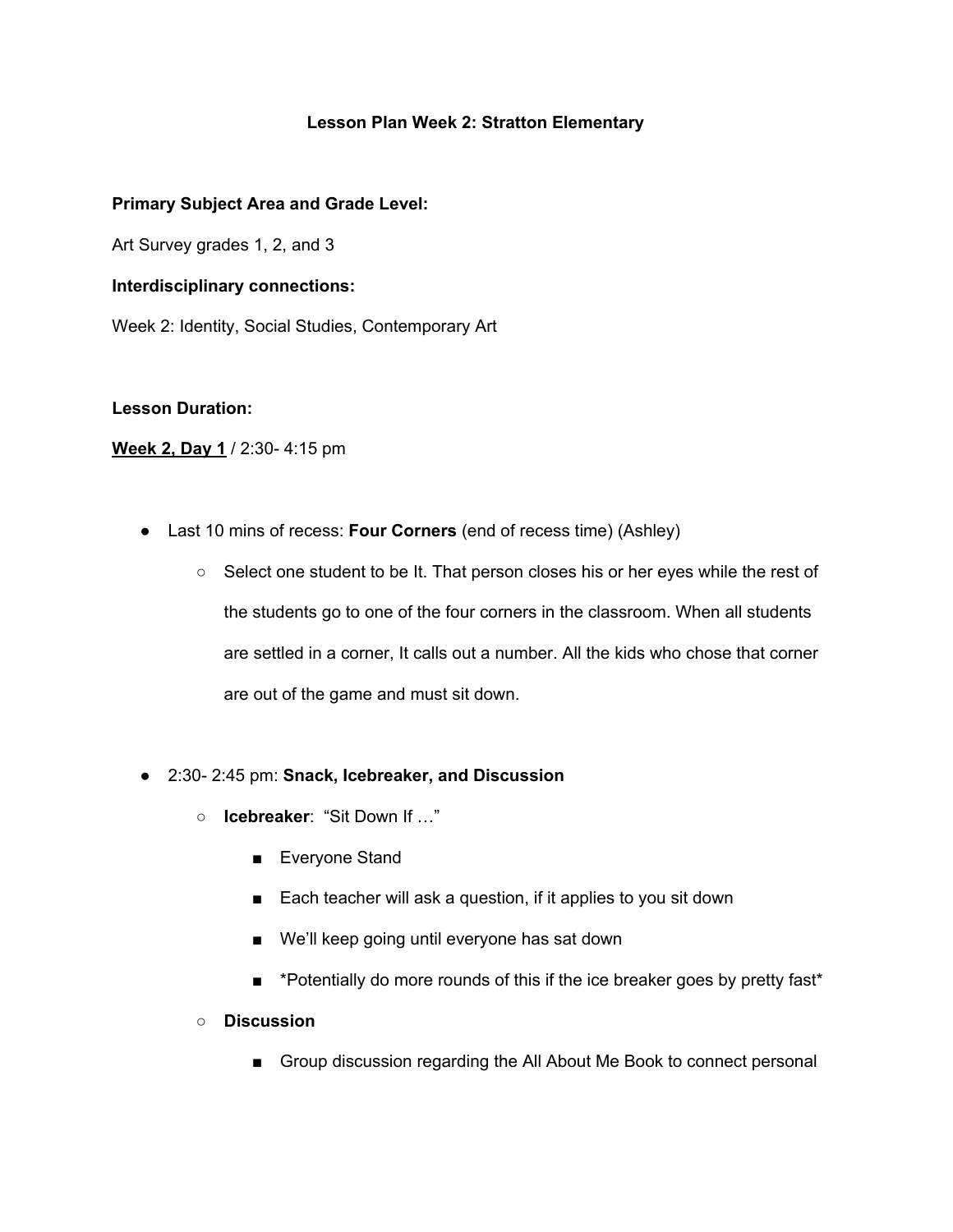# Lesson Plan Week 2: Stratton Elementary

**Primary Subject Area and Grade Level:**

Art Survey grades 1, 2, and 3

**Interdisciplinary connections:**

Week 2: Identity, Social Studies, Contemporary Art

**Lesson Duration:**

**<u>Week 2, Day 1</u>** / 2:30- 4:15 pm

- Last 10 mins of recess: **Four Corners** (end of recess time) (Ashley)
  - Select one student to be It. That person closes his or her eyes while the rest of the students go to one of the four corners in the classroom. When all students are settled in a corner, It calls out a number. All the kids who chose that corner are out of the game and must sit down.

- 2:30- 2:45 pm: **Snack, Icebreaker, and Discussion**
  - **Icebreaker**: "Sit Down If …"
    - Everyone Stand
    - Each teacher will ask a question, if it applies to you sit down
    - We'll keep going until everyone has sat down
    - *Potentially do more rounds of this if the ice breaker goes by pretty fast*
  - **Discussion**
    - Group discussion regarding the All About Me Book to connect personal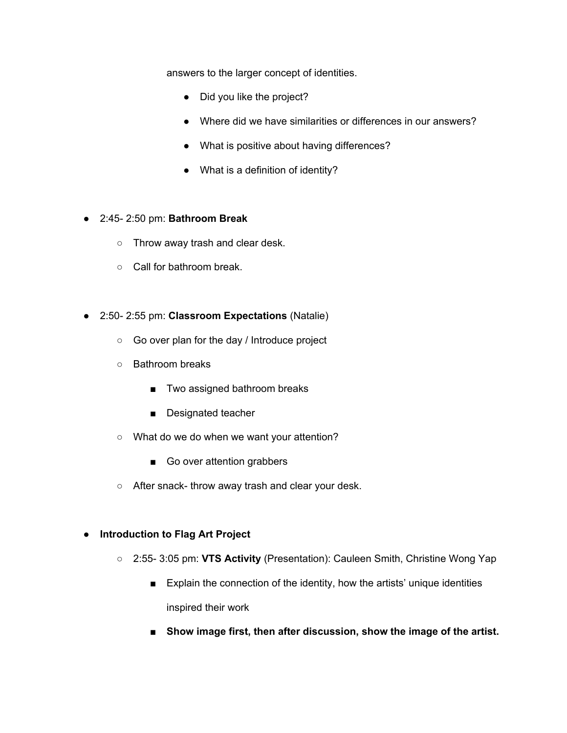answers to the larger concept of identities.

- Did you like the project?
- Where did we have similarities or differences in our answers?
- What is positive about having differences?
- What is a definition of identity?

- 2:45- 2:50 pm: **Bathroom Break**
  - Throw away trash and clear desk.
  - Call for bathroom break.

- 2:50- 2:55 pm: **Classroom Expectations** (Natalie)
  - Go over plan for the day / Introduce project
  - Bathroom breaks
    - Two assigned bathroom breaks
    - Designated teacher
  - What do we do when we want your attention?
    - Go over attention grabbers
  - After snack- throw away trash and clear your desk.

- **Introduction to Flag Art Project**
  - 2:55- 3:05 pm: **VTS Activity** (Presentation): Cauleen Smith, Christine Wong Yap
    - Explain the connection of the identity, how the artists' unique identities inspired their work
    - **Show image first, then after discussion, show the image of the artist.**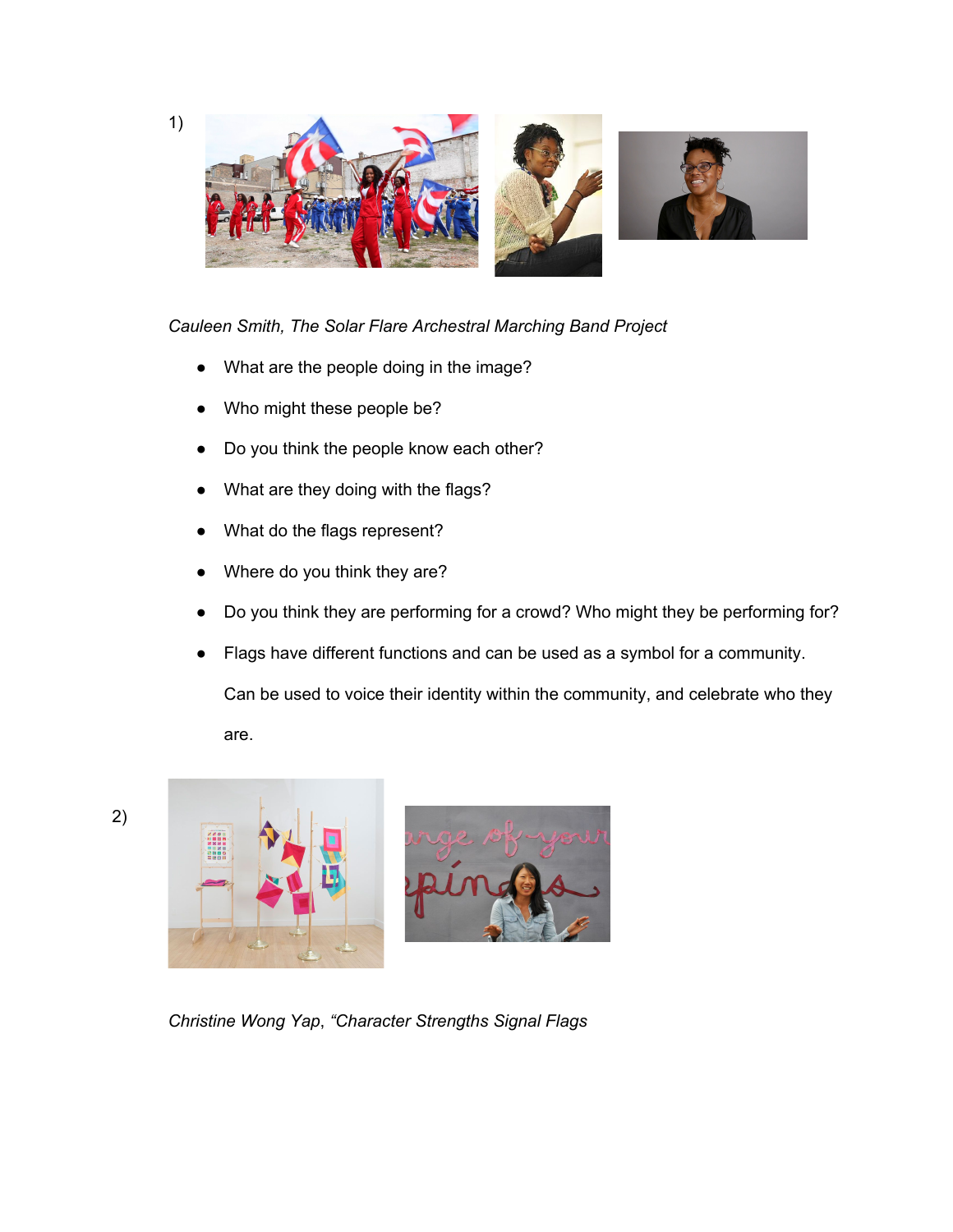1)

*Cauleen Smith, The Solar Flare Archestral Marching Band Project*

- What are the people doing in the image?
- Who might these people be?
- Do you think the people know each other?
- What are they doing with the flags?
- What do the flags represent?
- Where do you think they are?
- Do you think they are performing for a crowd? Who might they be performing for?
- Flags have different functions and can be used as a symbol for a community. Can be used to voice their identity within the community, and celebrate who they are.

2)

*Christine Wong Yap*, *"Character Strengths Signal Flags*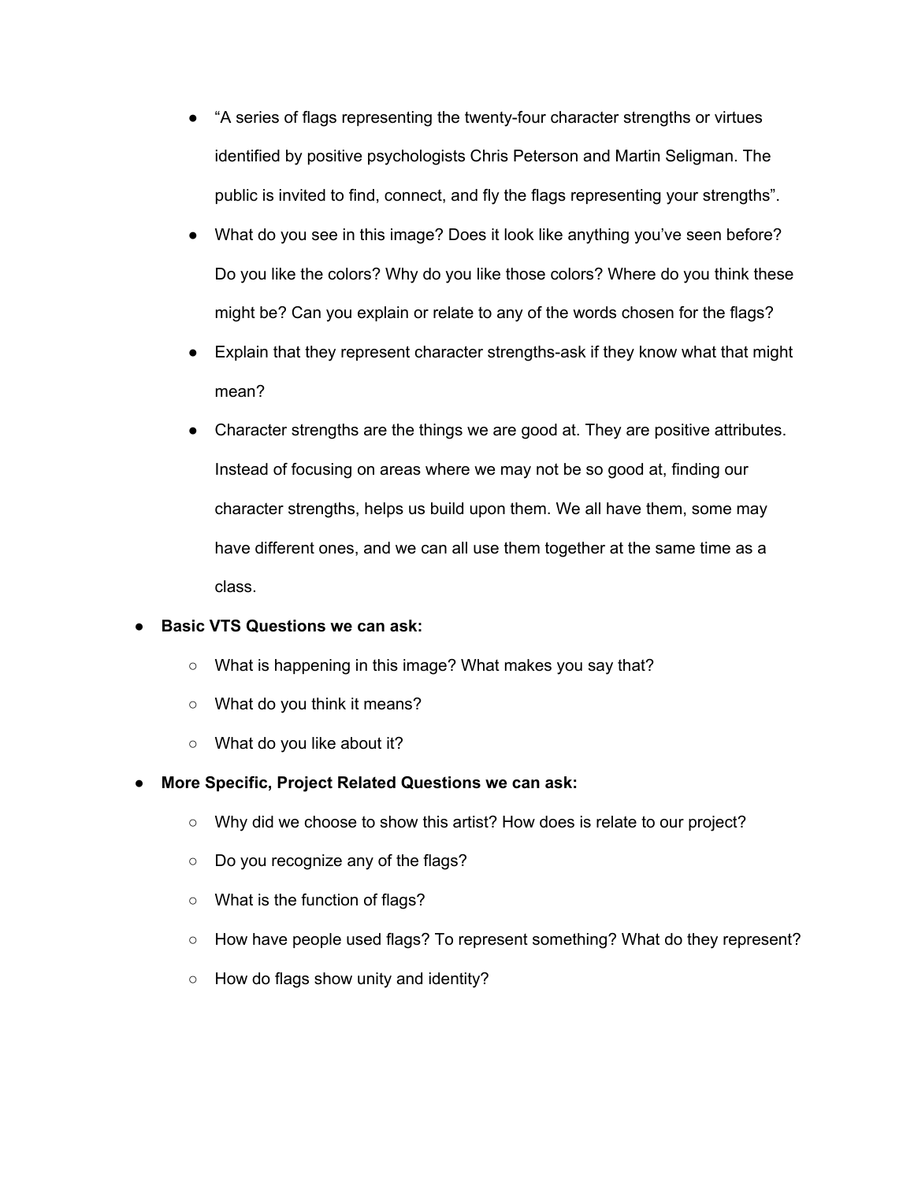- "A series of flags representing the twenty-four character strengths or virtues identified by positive psychologists Chris Peterson and Martin Seligman. The public is invited to find, connect, and fly the flags representing your strengths".
- What do you see in this image? Does it look like anything you've seen before? Do you like the colors? Why do you like those colors? Where do you think these might be? Can you explain or relate to any of the words chosen for the flags?
- Explain that they represent character strengths-ask if they know what that might mean?
- Character strengths are the things we are good at. They are positive attributes. Instead of focusing on areas where we may not be so good at, finding our character strengths, helps us build upon them. We all have them, some may have different ones, and we can all use them together at the same time as a class.

- **Basic VTS Questions we can ask:**
  - What is happening in this image? What makes you say that?
  - What do you think it means?
  - What do you like about it?
- **More Specific, Project Related Questions we can ask:**
  - Why did we choose to show this artist? How does is relate to our project?
  - Do you recognize any of the flags?
  - What is the function of flags?
  - How have people used flags? To represent something? What do they represent?
  - How do flags show unity and identity?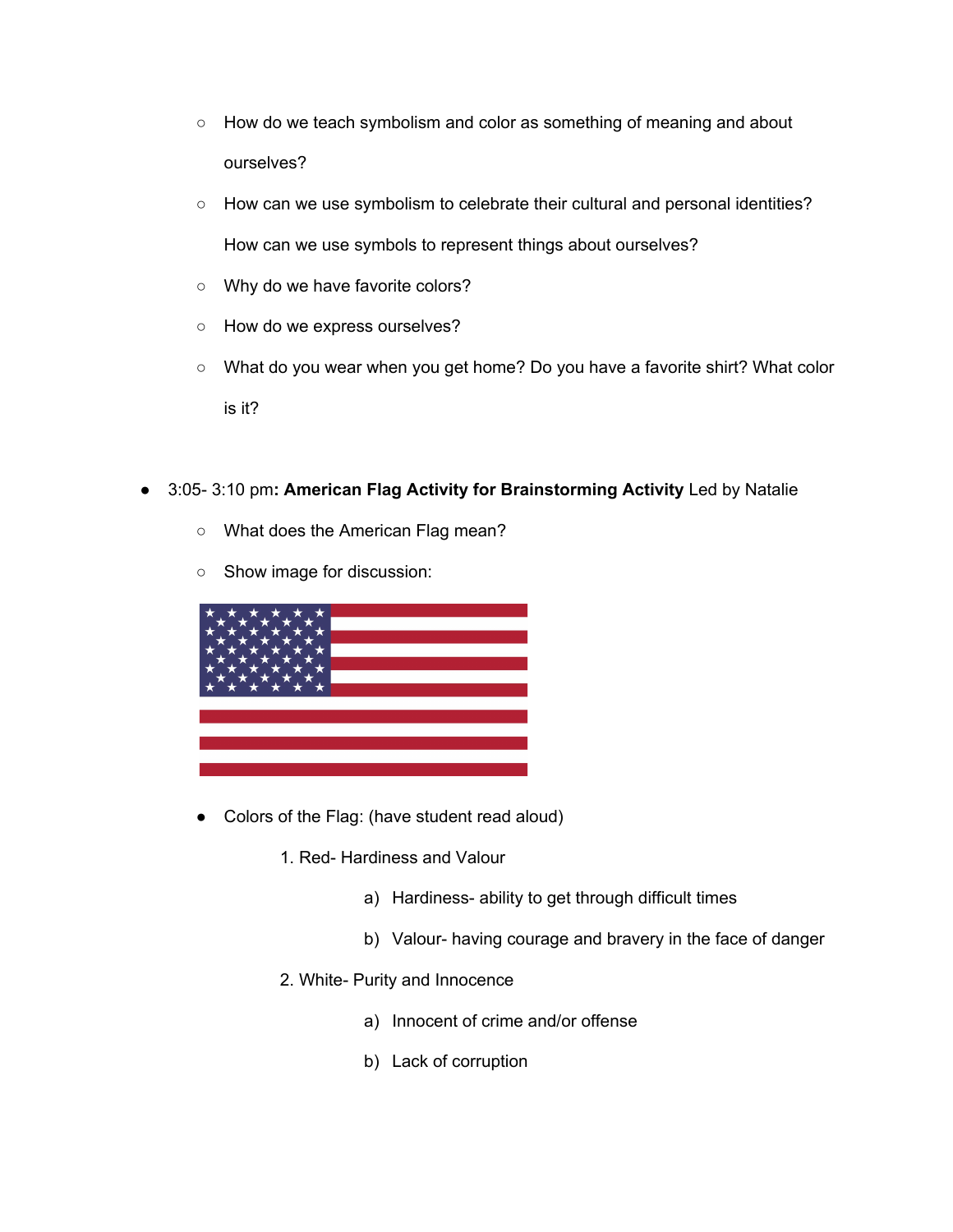- How do we teach symbolism and color as something of meaning and about ourselves?
- How can we use symbolism to celebrate their cultural and personal identities? How can we use symbols to represent things about ourselves?
- Why do we have favorite colors?
- How do we express ourselves?
- What do you wear when you get home? Do you have a favorite shirt? What color is it?

- 3:05- 3:10 pm**: American Flag Activity for Brainstorming Activity** Led by Natalie
  - What does the American Flag mean?
  - Show image for discussion:

  - Colors of the Flag: (have student read aloud)
    1. Red- Hardiness and Valour
       a) Hardiness- ability to get through difficult times
       b) Valour- having courage and bravery in the face of danger
    2. White- Purity and Innocence
       a) Innocent of crime and/or offense
       b) Lack of corruption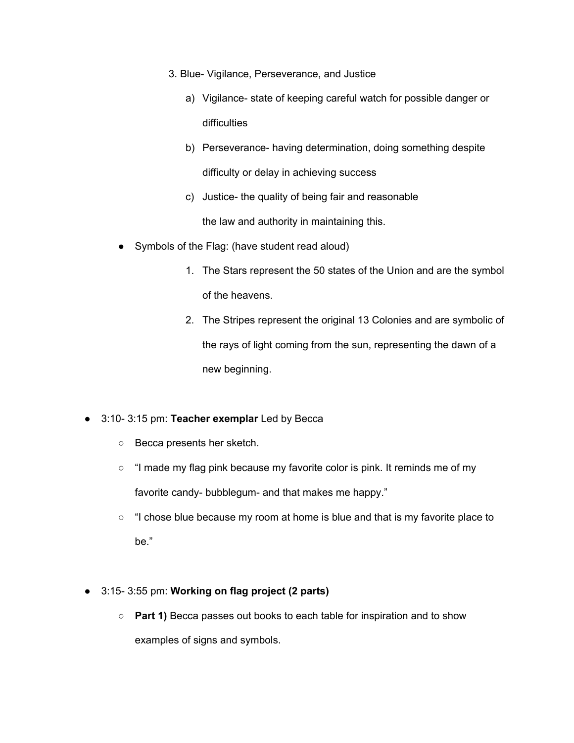3. Blue- Vigilance, Perseverance, and Justice
    a) Vigilance- state of keeping careful watch for possible danger or difficulties
    b) Perseverance- having determination, doing something despite difficulty or delay in achieving success
    c) Justice- the quality of being fair and reasonable
    the law and authority in maintaining this.

- Symbols of the Flag: (have student read aloud)
    1. The Stars represent the 50 states of the Union and are the symbol of the heavens.
    2. The Stripes represent the original 13 Colonies and are symbolic of the rays of light coming from the sun, representing the dawn of a new beginning.

- 3:10- 3:15 pm: **Teacher exemplar** Led by Becca
    - Becca presents her sketch.
    - "I made my flag pink because my favorite color is pink. It reminds me of my favorite candy- bubblegum- and that makes me happy."
    - "I chose blue because my room at home is blue and that is my favorite place to be."

- 3:15- 3:55 pm: **Working on flag project (2 parts)**
    - **Part 1)** Becca passes out books to each table for inspiration and to show examples of signs and symbols.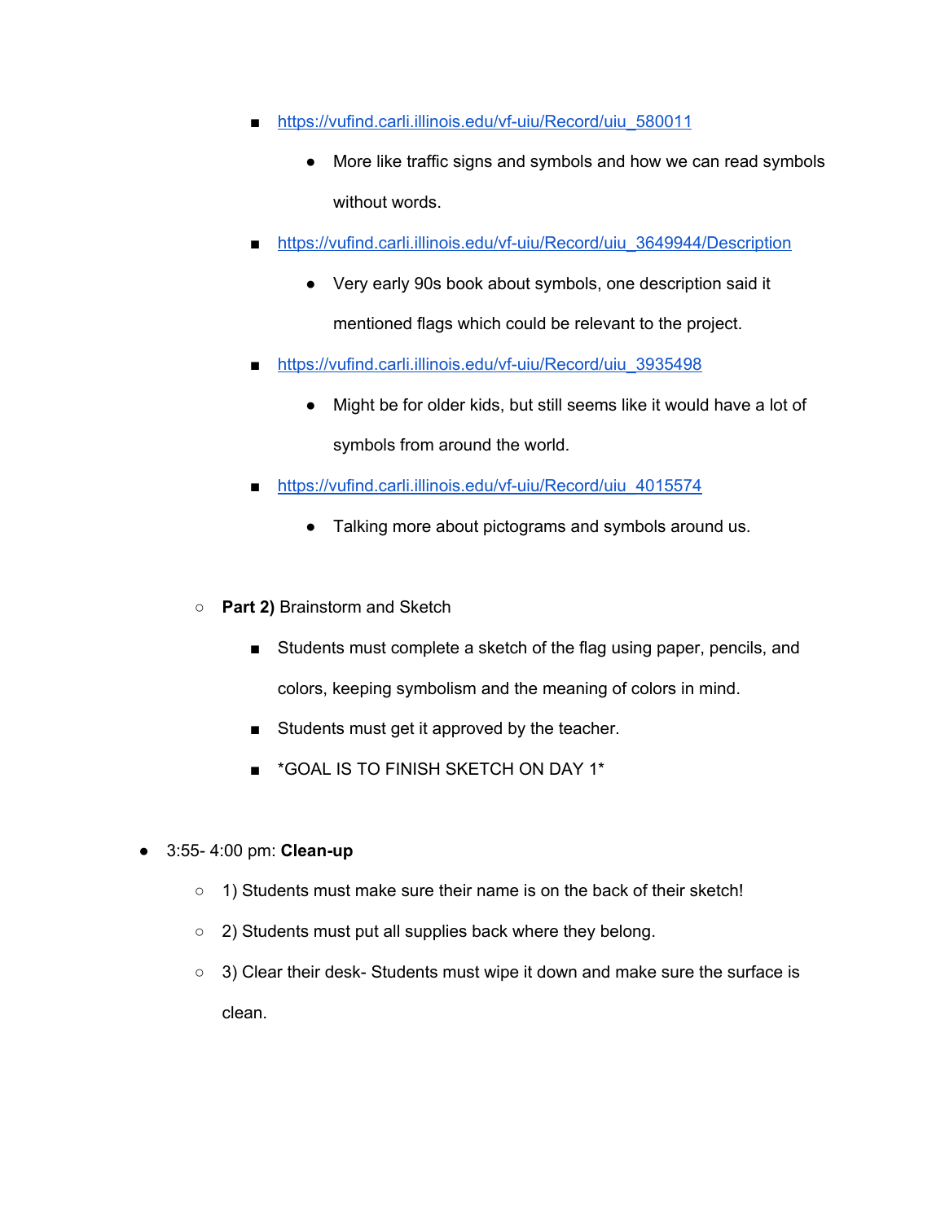- https://vufind.carli.illinois.edu/vf-uiu/Record/uiu_580011
            - More like traffic signs and symbols and how we can read symbols without words.
        - https://vufind.carli.illinois.edu/vf-uiu/Record/uiu_3649944/Description
            - Very early 90s book about symbols, one description said it mentioned flags which could be relevant to the project.
        - https://vufind.carli.illinois.edu/vf-uiu/Record/uiu_3935498
            - Might be for older kids, but still seems like it would have a lot of symbols from around the world.
        - https://vufind.carli.illinois.edu/vf-uiu/Record/uiu_4015574
            - Talking more about pictograms and symbols around us.

    - **Part 2)** Brainstorm and Sketch
        - Students must complete a sketch of the flag using paper, pencils, and colors, keeping symbolism and the meaning of colors in mind.
        - Students must get it approved by the teacher.
        - *GOAL IS TO FINISH SKETCH ON DAY 1*

- 3:55- 4:00 pm: **Clean-up**
    - 1) Students must make sure their name is on the back of their sketch!
    - 2) Students must put all supplies back where they belong.
    - 3) Clear their desk- Students must wipe it down and make sure the surface is clean.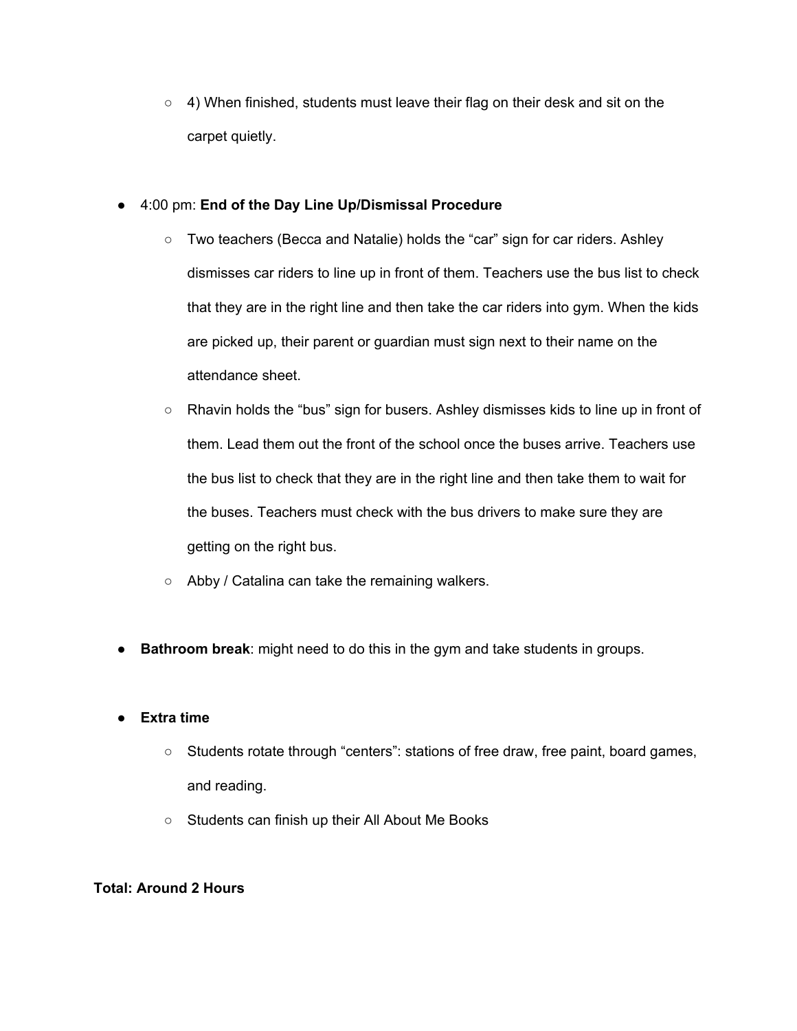- 4) When finished, students must leave their flag on their desk and sit on the carpet quietly.

- 4:00 pm: **End of the Day Line Up/Dismissal Procedure**
  - Two teachers (Becca and Natalie) holds the "car" sign for car riders. Ashley dismisses car riders to line up in front of them. Teachers use the bus list to check that they are in the right line and then take the car riders into gym. When the kids are picked up, their parent or guardian must sign next to their name on the attendance sheet.
  - Rhavin holds the "bus" sign for busers. Ashley dismisses kids to line up in front of them. Lead them out the front of the school once the buses arrive. Teachers use the bus list to check that they are in the right line and then take them to wait for the buses. Teachers must check with the bus drivers to make sure they are getting on the right bus.
  - Abby / Catalina can take the remaining walkers.

- **Bathroom break**: might need to do this in the gym and take students in groups.

- **Extra time**
  - Students rotate through "centers": stations of free draw, free paint, board games, and reading.
  - Students can finish up their All About Me Books

**Total: Around 2 Hours**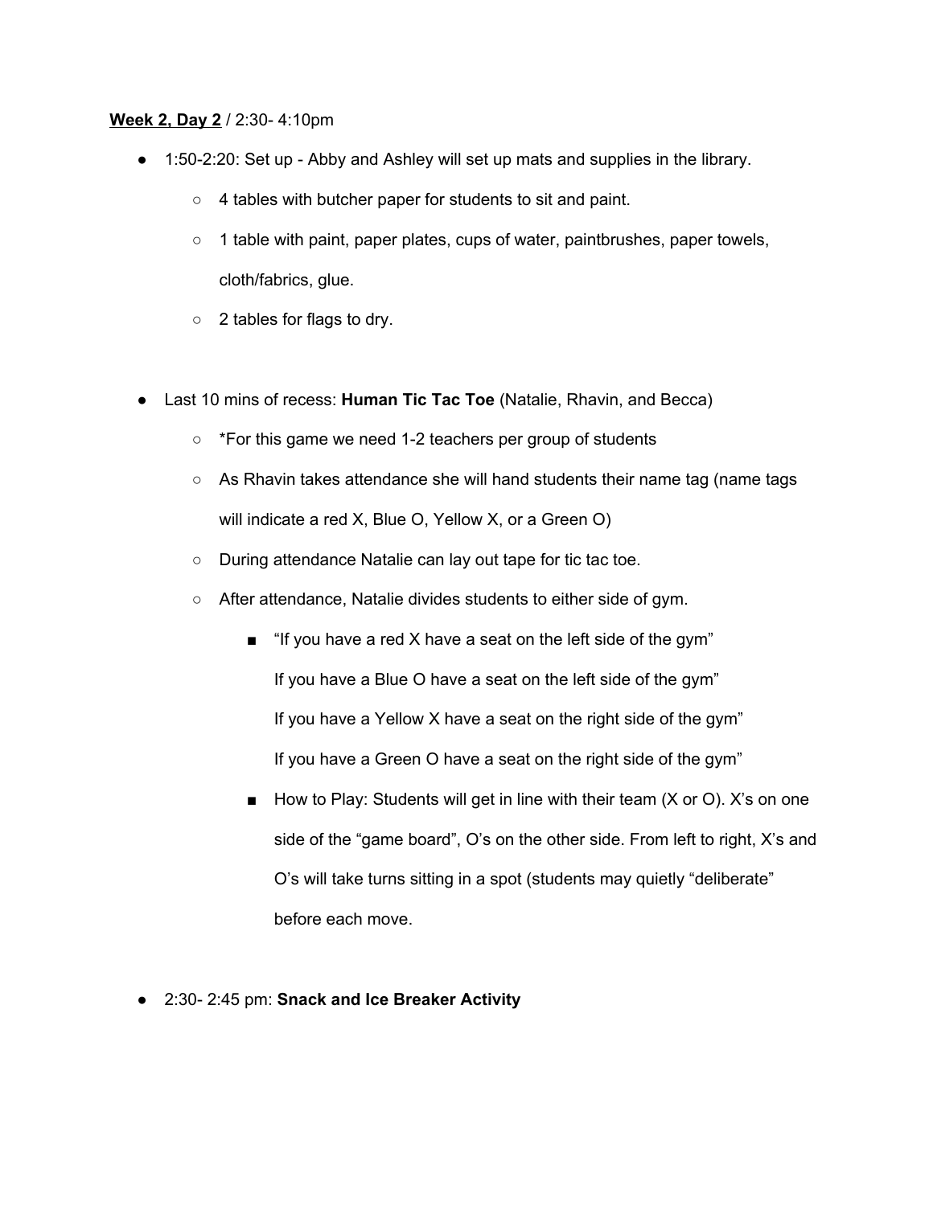**<u>Week 2, Day 2</u>** / 2:30- 4:10pm

- 1:50-2:20: Set up - Abby and Ashley will set up mats and supplies in the library.
  - 4 tables with butcher paper for students to sit and paint.
  - 1 table with paint, paper plates, cups of water, paintbrushes, paper towels, cloth/fabrics, glue.
  - 2 tables for flags to dry.

- Last 10 mins of recess: **Human Tic Tac Toe** (Natalie, Rhavin, and Becca)
  - *For this game we need 1-2 teachers per group of students
  - As Rhavin takes attendance she will hand students their name tag (name tags will indicate a red X, Blue O, Yellow X, or a Green O)
  - During attendance Natalie can lay out tape for tic tac toe.
  - After attendance, Natalie divides students to either side of gym.
    - "If you have a red X have a seat on the left side of the gym"
      If you have a Blue O have a seat on the left side of the gym"
      If you have a Yellow X have a seat on the right side of the gym"
      If you have a Green O have a seat on the right side of the gym"
    - How to Play: Students will get in line with their team (X or O). X's on one side of the "game board", O's on the other side. From left to right, X's and O's will take turns sitting in a spot (students may quietly "deliberate" before each move.

- 2:30- 2:45 pm: **Snack and Ice Breaker Activity**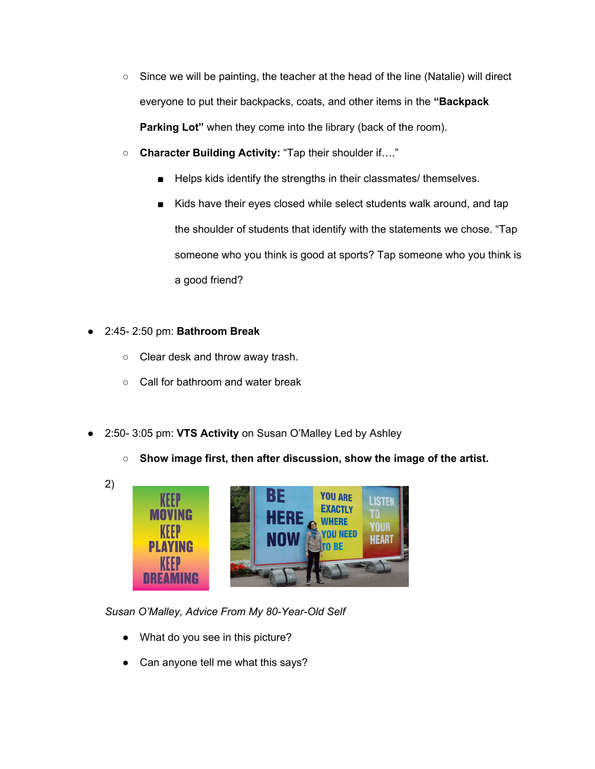- Since we will be painting, the teacher at the head of the line (Natalie) will direct everyone to put their backpacks, coats, and other items in the **"Backpack Parking Lot"** when they come into the library (back of the room).
- **Character Building Activity:** "Tap their shoulder if…."
  - Helps kids identify the strengths in their classmates/ themselves.
  - Kids have their eyes closed while select students walk around, and tap the shoulder of students that identify with the statements we chose. "Tap someone who you think is good at sports? Tap someone who you think is a good friend?

- 2:45- 2:50 pm: **Bathroom Break**
  - Clear desk and throw away trash.
  - Call for bathroom and water break

- 2:50- 3:05 pm: **VTS Activity** on Susan O'Malley Led by Ashley
  - **Show image first, then after discussion, show the image of the artist.**

2)

*Susan O'Malley, Advice From My 80-Year-Old Self*

- What do you see in this picture?
- Can anyone tell me what this says?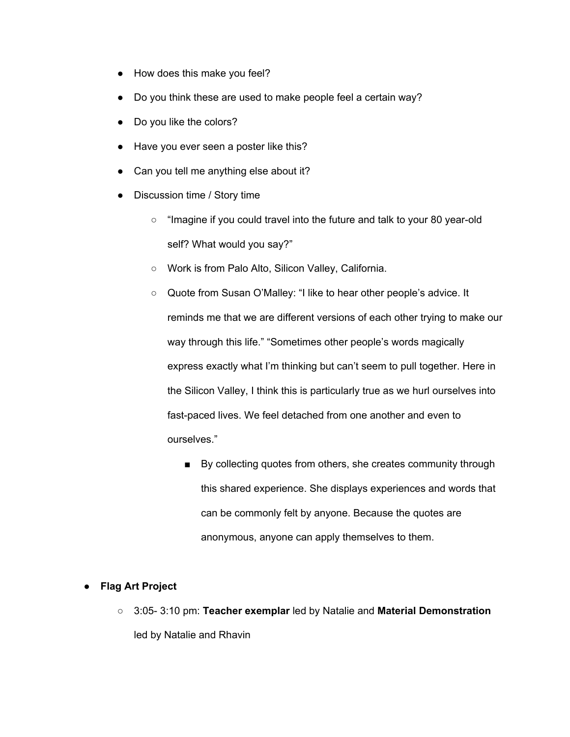- How does this make you feel?
- Do you think these are used to make people feel a certain way?
- Do you like the colors?
- Have you ever seen a poster like this?
- Can you tell me anything else about it?
- Discussion time / Story time
    - "Imagine if you could travel into the future and talk to your 80 year-old self? What would you say?"
    - Work is from Palo Alto, Silicon Valley, California.
    - Quote from Susan O'Malley: "I like to hear other people's advice. It reminds me that we are different versions of each other trying to make our way through this life." "Sometimes other people's words magically express exactly what I'm thinking but can't seem to pull together. Here in the Silicon Valley, I think this is particularly true as we hurl ourselves into fast-paced lives. We feel detached from one another and even to ourselves."
        - By collecting quotes from others, she creates community through this shared experience. She displays experiences and words that can be commonly felt by anyone. Because the quotes are anonymous, anyone can apply themselves to them.

- **Flag Art Project**
    - 3:05- 3:10 pm: **Teacher exemplar** led by Natalie and **Material Demonstration** led by Natalie and Rhavin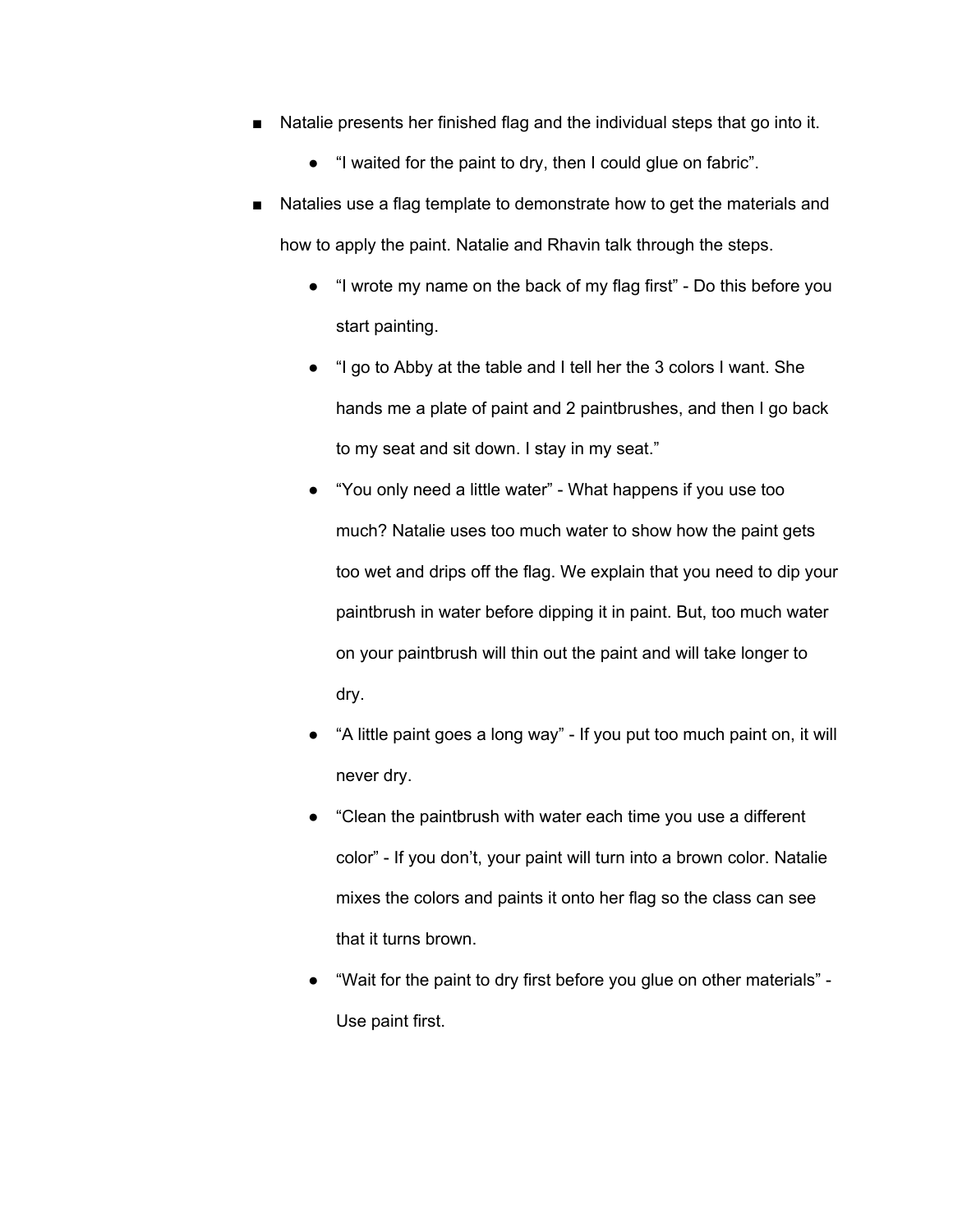- Natalie presents her finished flag and the individual steps that go into it.
    - "I waited for the paint to dry, then I could glue on fabric".
- Natalies use a flag template to demonstrate how to get the materials and how to apply the paint. Natalie and Rhavin talk through the steps.
    - "I wrote my name on the back of my flag first" - Do this before you start painting.
    - "I go to Abby at the table and I tell her the 3 colors I want. She hands me a plate of paint and 2 paintbrushes, and then I go back to my seat and sit down. I stay in my seat."
    - "You only need a little water" - What happens if you use too much? Natalie uses too much water to show how the paint gets too wet and drips off the flag. We explain that you need to dip your paintbrush in water before dipping it in paint. But, too much water on your paintbrush will thin out the paint and will take longer to dry.
    - "A little paint goes a long way" - If you put too much paint on, it will never dry.
    - "Clean the paintbrush with water each time you use a different color" - If you don't, your paint will turn into a brown color. Natalie mixes the colors and paints it onto her flag so the class can see that it turns brown.
    - "Wait for the paint to dry first before you glue on other materials" - Use paint first.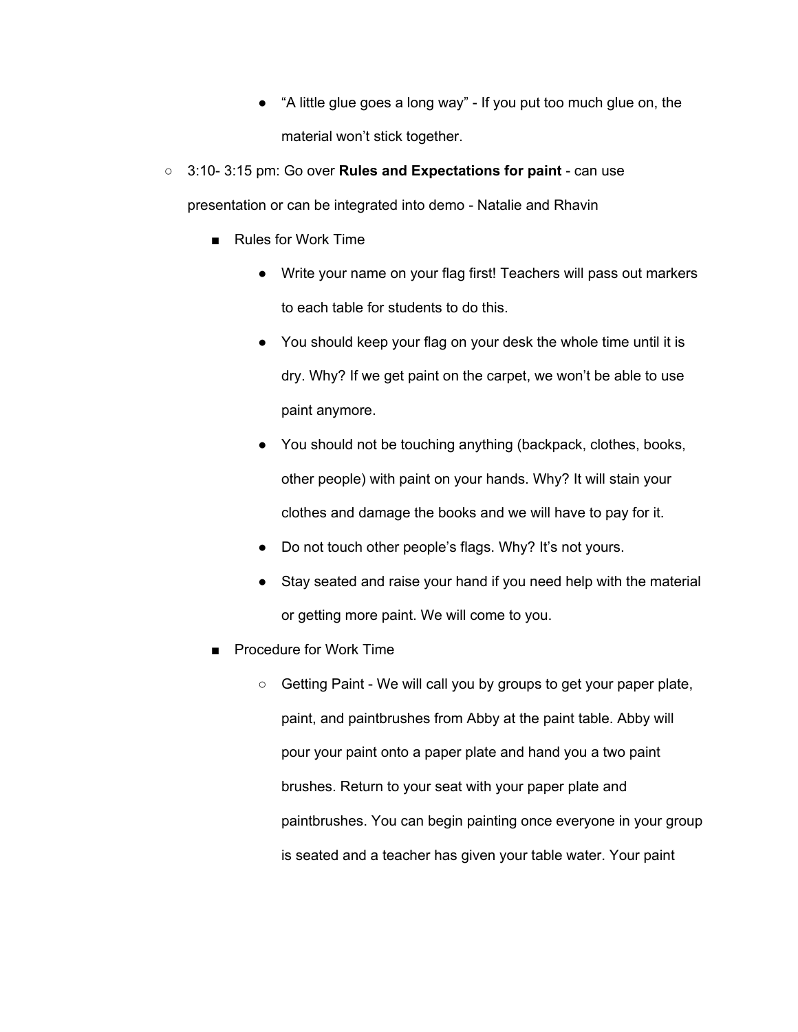- "A little glue goes a long way" - If you put too much glue on, the material won't stick together.

- 3:10- 3:15 pm: Go over **Rules and Expectations for paint** - can use presentation or can be integrated into demo - Natalie and Rhavin
    - Rules for Work Time
        - Write your name on your flag first! Teachers will pass out markers to each table for students to do this.
        - You should keep your flag on your desk the whole time until it is dry. Why? If we get paint on the carpet, we won't be able to use paint anymore.
        - You should not be touching anything (backpack, clothes, books, other people) with paint on your hands. Why? It will stain your clothes and damage the books and we will have to pay for it.
        - Do not touch other people's flags. Why? It's not yours.
        - Stay seated and raise your hand if you need help with the material or getting more paint. We will come to you.
    - Procedure for Work Time
        - Getting Paint - We will call you by groups to get your paper plate, paint, and paintbrushes from Abby at the paint table. Abby will pour your paint onto a paper plate and hand you a two paint brushes. Return to your seat with your paper plate and paintbrushes. You can begin painting once everyone in your group is seated and a teacher has given your table water. Your paint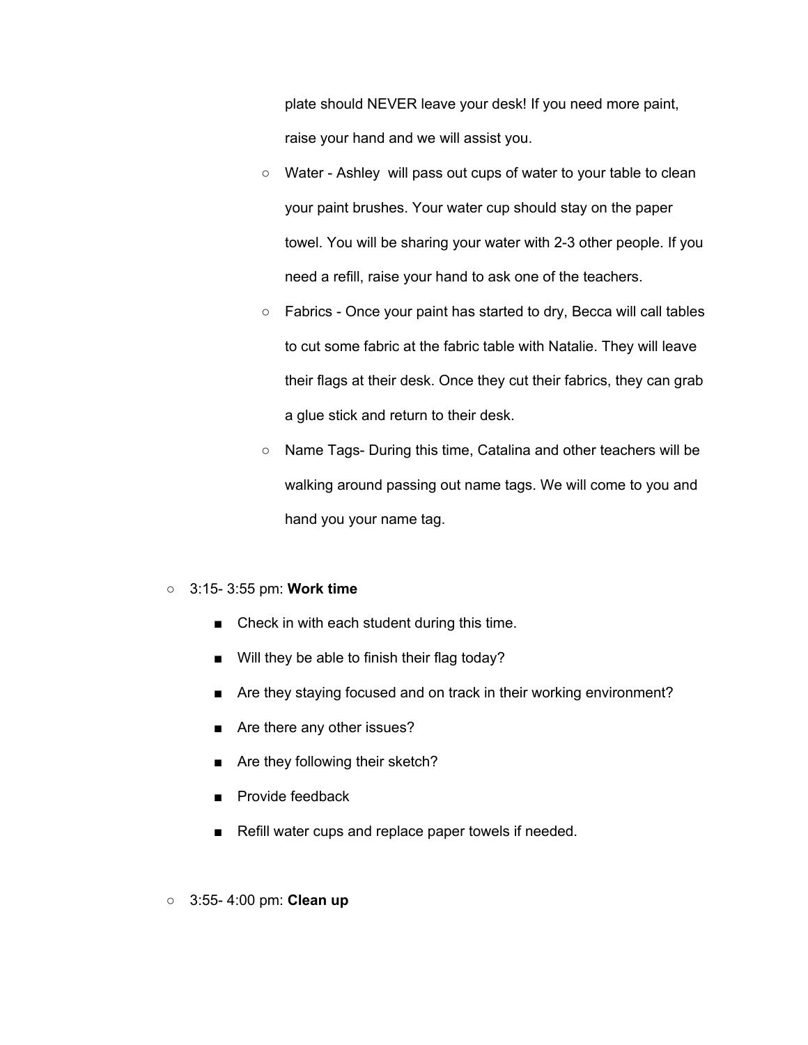plate should NEVER leave your desk! If you need more paint, raise your hand and we will assist you.

- Water - Ashley will pass out cups of water to your table to clean your paint brushes. Your water cup should stay on the paper towel. You will be sharing your water with 2-3 other people. If you need a refill, raise your hand to ask one of the teachers.
- Fabrics - Once your paint has started to dry, Becca will call tables to cut some fabric at the fabric table with Natalie. They will leave their flags at their desk. Once they cut their fabrics, they can grab a glue stick and return to their desk.
- Name Tags- During this time, Catalina and other teachers will be walking around passing out name tags. We will come to you and hand you your name tag.

- 3:15- 3:55 pm: **Work time**
  - Check in with each student during this time.
  - Will they be able to finish their flag today?
  - Are they staying focused and on track in their working environment?
  - Are there any other issues?
  - Are they following their sketch?
  - Provide feedback
  - Refill water cups and replace paper towels if needed.

- 3:55- 4:00 pm: **Clean up**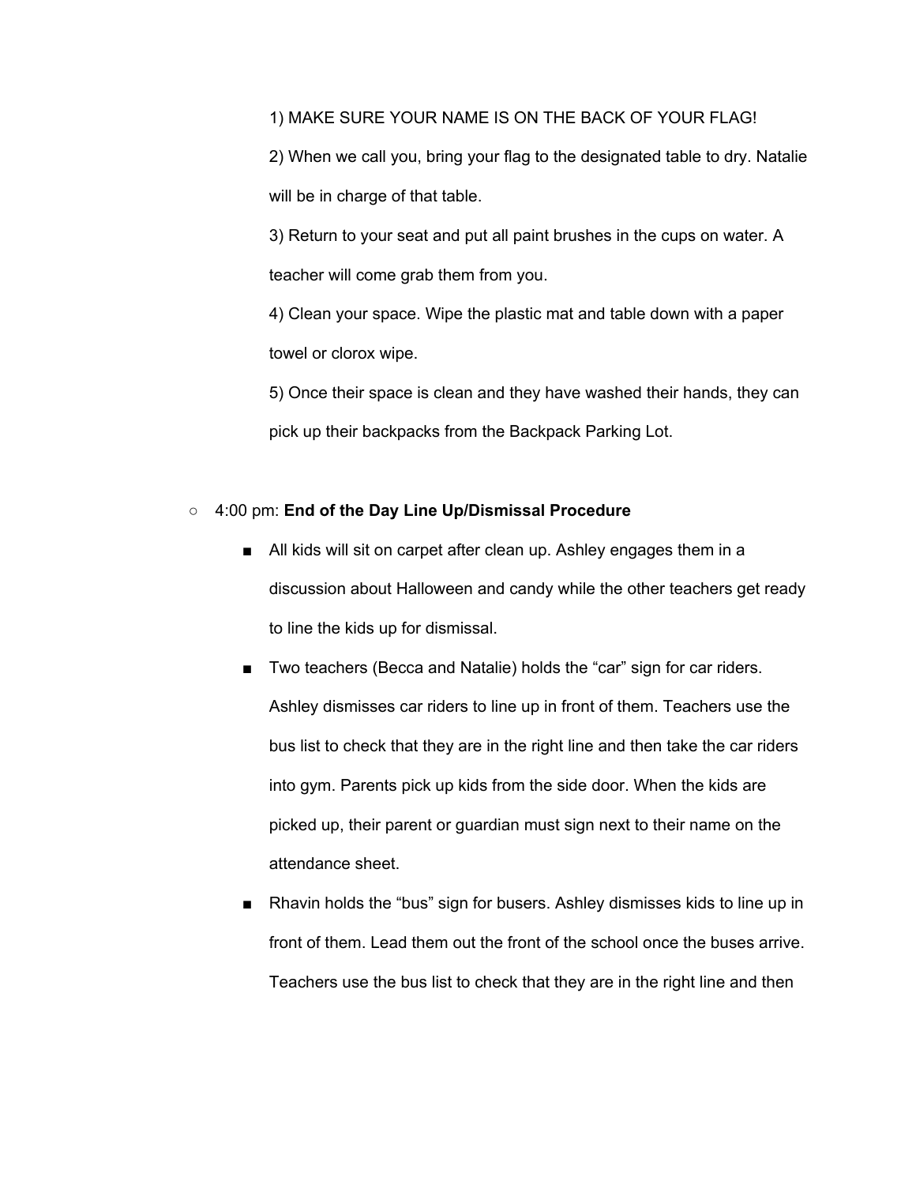1) MAKE SURE YOUR NAME IS ON THE BACK OF YOUR FLAG!

2) When we call you, bring your flag to the designated table to dry. Natalie will be in charge of that table.

3) Return to your seat and put all paint brushes in the cups on water. A teacher will come grab them from you.

4) Clean your space. Wipe the plastic mat and table down with a paper towel or clorox wipe.

5) Once their space is clean and they have washed their hands, they can pick up their backpacks from the Backpack Parking Lot.

- 4:00 pm: **End of the Day Line Up/Dismissal Procedure**
    - All kids will sit on carpet after clean up. Ashley engages them in a discussion about Halloween and candy while the other teachers get ready to line the kids up for dismissal.
    - Two teachers (Becca and Natalie) holds the "car" sign for car riders. Ashley dismisses car riders to line up in front of them. Teachers use the bus list to check that they are in the right line and then take the car riders into gym. Parents pick up kids from the side door. When the kids are picked up, their parent or guardian must sign next to their name on the attendance sheet.
    - Rhavin holds the "bus" sign for busers. Ashley dismisses kids to line up in front of them. Lead them out the front of the school once the buses arrive. Teachers use the bus list to check that they are in the right line and then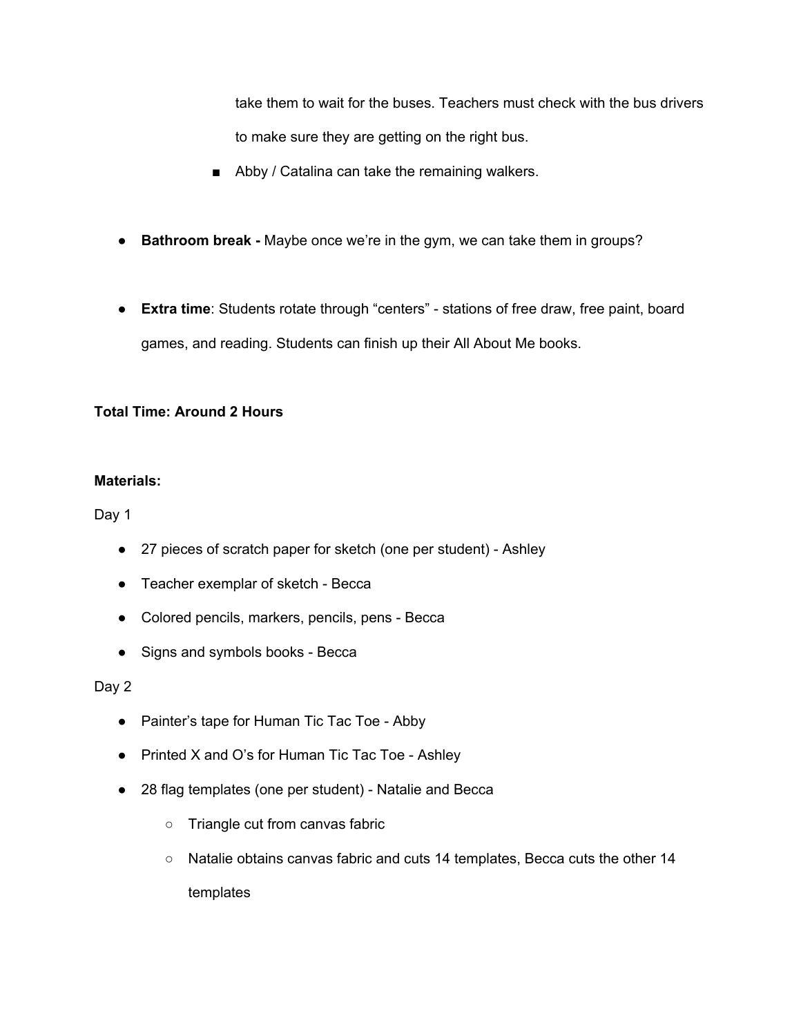take them to wait for the buses. Teachers must check with the bus drivers to make sure they are getting on the right bus.
    - Abby / Catalina can take the remaining walkers.

- **Bathroom break -** Maybe once we're in the gym, we can take them in groups?

- **Extra time**: Students rotate through "centers" - stations of free draw, free paint, board games, and reading. Students can finish up their All About Me books.

**Total Time: Around 2 Hours**

**Materials:**

Day 1

- 27 pieces of scratch paper for sketch (one per student) - Ashley
- Teacher exemplar of sketch - Becca
- Colored pencils, markers, pencils, pens - Becca
- Signs and symbols books - Becca

Day 2

- Painter's tape for Human Tic Tac Toe - Abby
- Printed X and O's for Human Tic Tac Toe - Ashley
- 28 flag templates (one per student) - Natalie and Becca
    - Triangle cut from canvas fabric
    - Natalie obtains canvas fabric and cuts 14 templates, Becca cuts the other 14 templates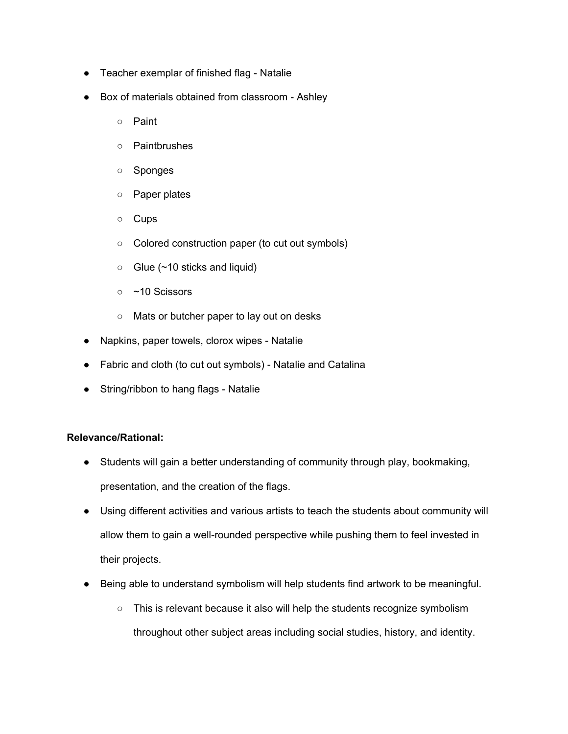- Teacher exemplar of finished flag - Natalie
- Box of materials obtained from classroom - Ashley
    - Paint
    - Paintbrushes
    - Sponges
    - Paper plates
    - Cups
    - Colored construction paper (to cut out symbols)
    - Glue (~10 sticks and liquid)
    - ~10 Scissors
    - Mats or butcher paper to lay out on desks
- Napkins, paper towels, clorox wipes - Natalie
- Fabric and cloth (to cut out symbols) - Natalie and Catalina
- String/ribbon to hang flags - Natalie

**Relevance/Rational:**

- Students will gain a better understanding of community through play, bookmaking, presentation, and the creation of the flags.
- Using different activities and various artists to teach the students about community will allow them to gain a well-rounded perspective while pushing them to feel invested in their projects.
- Being able to understand symbolism will help students find artwork to be meaningful.
    - This is relevant because it also will help the students recognize symbolism throughout other subject areas including social studies, history, and identity.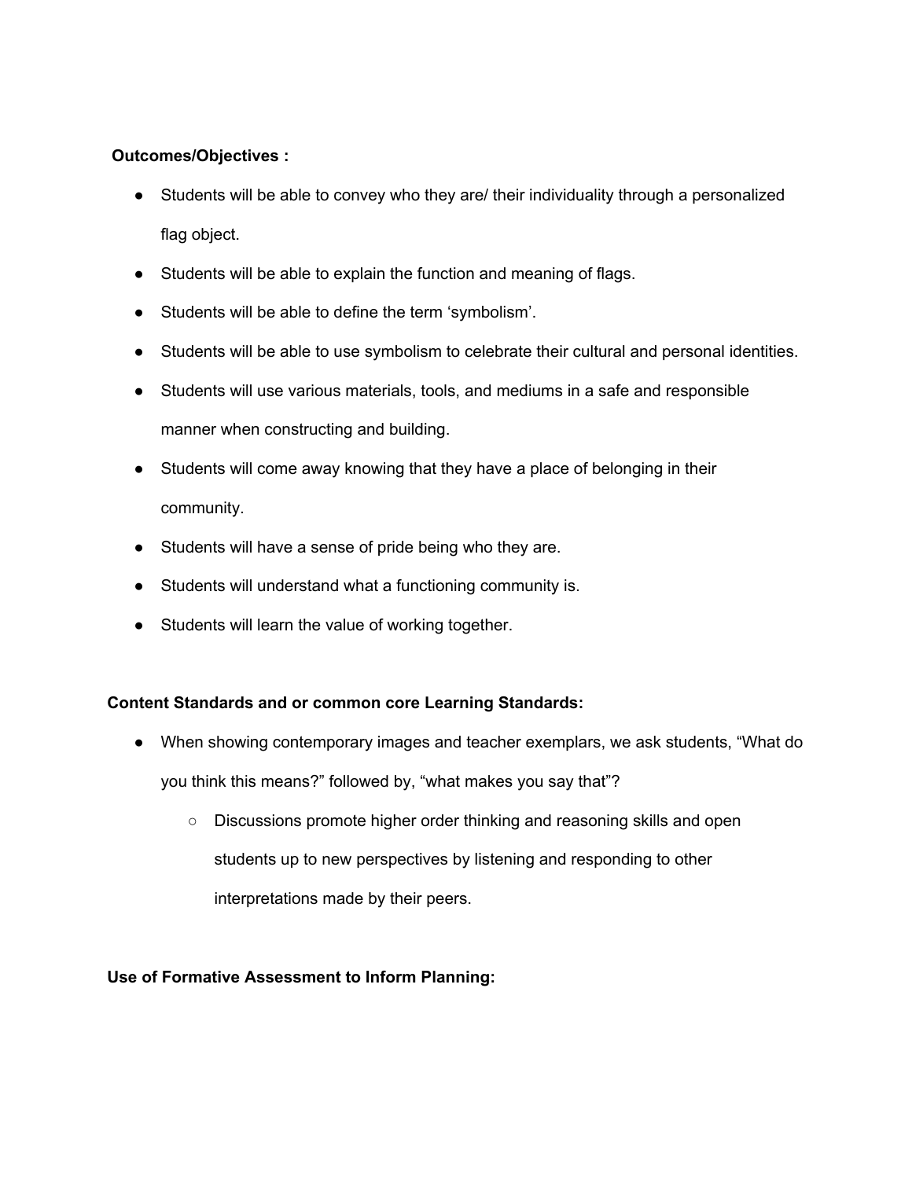**Outcomes/Objectives :**

- Students will be able to convey who they are/ their individuality through a personalized flag object.
- Students will be able to explain the function and meaning of flags.
- Students will be able to define the term 'symbolism'.
- Students will be able to use symbolism to celebrate their cultural and personal identities.
- Students will use various materials, tools, and mediums in a safe and responsible manner when constructing and building.
- Students will come away knowing that they have a place of belonging in their community.
- Students will have a sense of pride being who they are.
- Students will understand what a functioning community is.
- Students will learn the value of working together.

**Content Standards and or common core Learning Standards:**

- When showing contemporary images and teacher exemplars, we ask students, "What do you think this means?" followed by, "what makes you say that"?
  - Discussions promote higher order thinking and reasoning skills and open students up to new perspectives by listening and responding to other interpretations made by their peers.

**Use of Formative Assessment to Inform Planning:**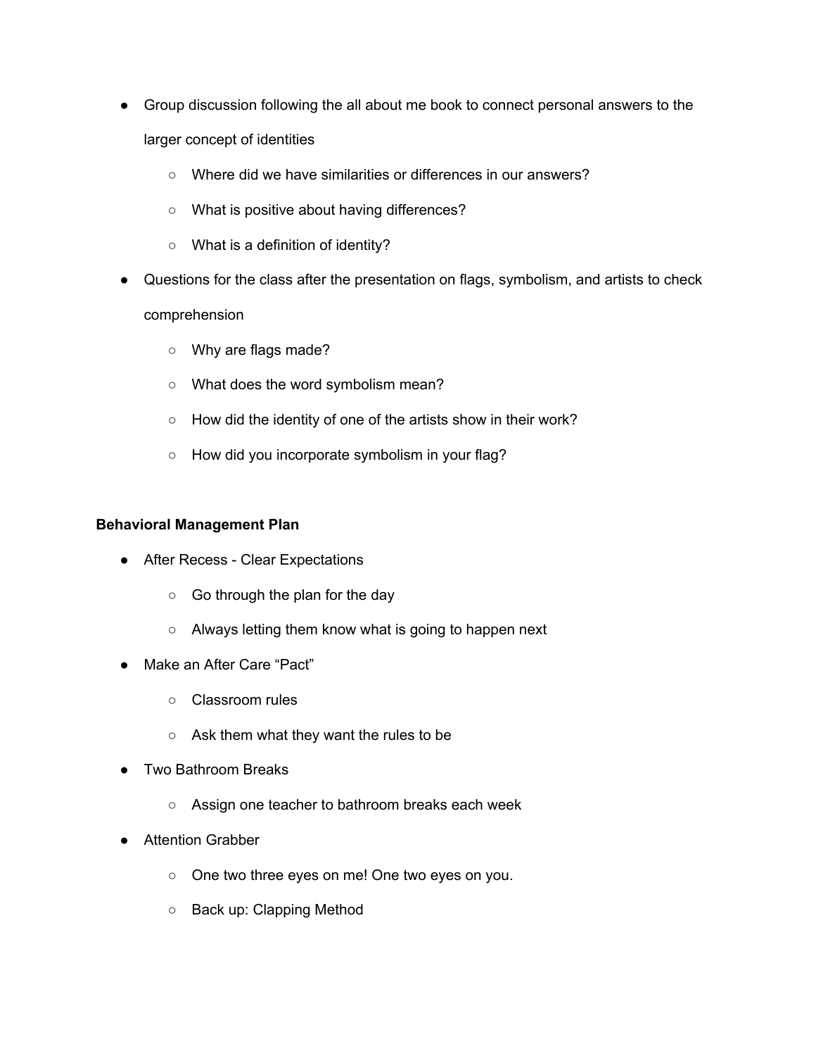- Group discussion following the all about me book to connect personal answers to the larger concept of identities
    - Where did we have similarities or differences in our answers?
    - What is positive about having differences?
    - What is a definition of identity?
- Questions for the class after the presentation on flags, symbolism, and artists to check comprehension
    - Why are flags made?
    - What does the word symbolism mean?
    - How did the identity of one of the artists show in their work?
    - How did you incorporate symbolism in your flag?

**Behavioral Management Plan**

- After Recess - Clear Expectations
    - Go through the plan for the day
    - Always letting them know what is going to happen next
- Make an After Care "Pact"
    - Classroom rules
    - Ask them what they want the rules to be
- Two Bathroom Breaks
    - Assign one teacher to bathroom breaks each week
- Attention Grabber
    - One two three eyes on me! One two eyes on you.
    - Back up: Clapping Method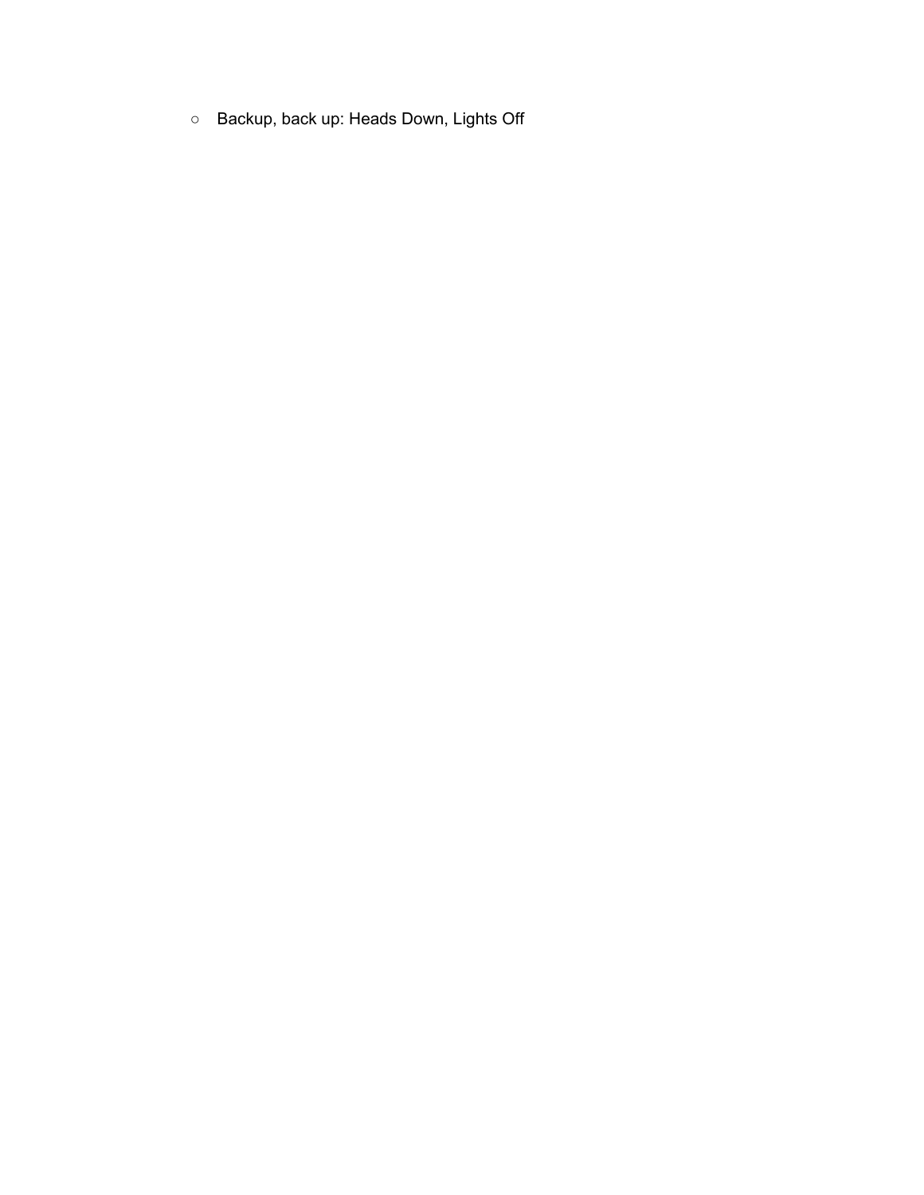- Backup, back up: Heads Down, Lights Off